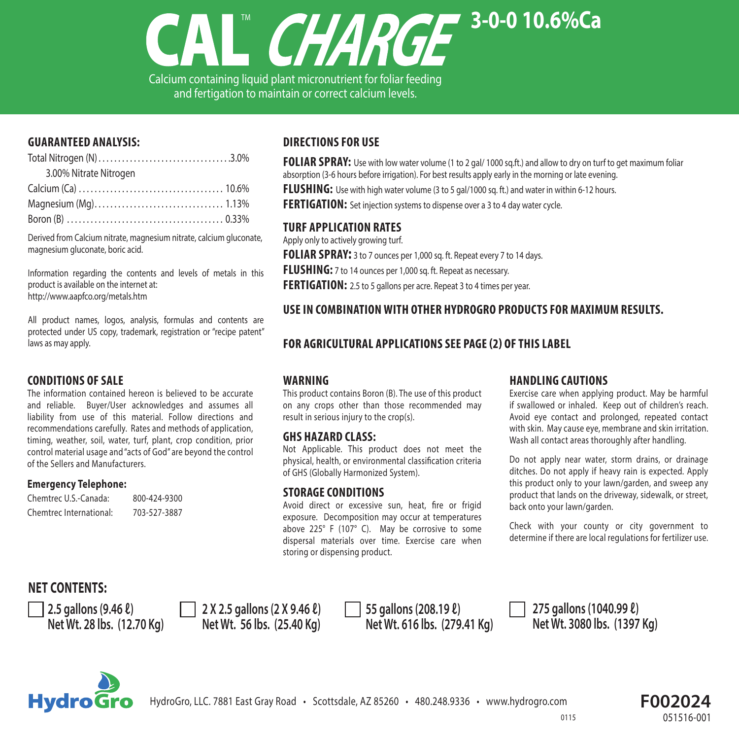# CAL™ CHARGE 3-0-0 10.6%Ca

Calcium containing liquid plant micronutrient for foliar feeding and fertigation to maintain or correct calcium levels.

## GUARANTEED ANALYSIS:

| | |
|---|---|
| Total Nitrogen (N) | 3.0% |
| 3.00% Nitrate Nitrogen | |
| Calcium (Ca) | 10.6% |
| Magnesium (Mg) | 1.13% |
| Boron (B) | 0.33% |

Derived from Calcium nitrate, magnesium nitrate, calcium gluconate, magnesium gluconate, boric acid.

Information regarding the contents and levels of metals in this product is available on the internet at: http://www.aapfco.org/metals.htm

All product names, logos, analysis, formulas and contents are protected under US copy, trademark, registration or "recipe patent" laws as may apply.

## DIRECTIONS FOR USE

**FOLIAR SPRAY:** Use with low water volume (1 to 2 gal/ 1000 sq.ft.) and allow to dry on turf to get maximum foliar absorption (3-6 hours before irrigation). For best results apply early in the morning or late evening.

**FLUSHING:** Use with high water volume (3 to 5 gal/1000 sq. ft.) and water in within 6-12 hours.

**FERTIGATION:** Set injection systems to dispense over a 3 to 4 day water cycle.

## TURF APPLICATION RATES

Apply only to actively growing turf.

**FOLIAR SPRAY:** 3 to 7 ounces per 1,000 sq. ft. Repeat every 7 to 14 days.

**FLUSHING:** 7 to 14 ounces per 1,000 sq. ft. Repeat as necessary.

**FERTIGATION:** 2.5 to 5 gallons per acre. Repeat 3 to 4 times per year.

## USE IN COMBINATION WITH OTHER HYDROGRO PRODUCTS FOR MAXIMUM RESULTS.

## FOR AGRICULTURAL APPLICATIONS SEE PAGE (2) OF THIS LABEL

## CONDITIONS OF SALE

The information contained hereon is believed to be accurate and reliable. Buyer/User acknowledges and assumes all liability from use of this material. Follow directions and recommendations carefully. Rates and methods of application, timing, weather, soil, water, turf, plant, crop condition, prior control material usage and "acts of God" are beyond the control of the Sellers and Manufacturers.

### Emergency Telephone:

| | |
|---|---|
| Chemtrec U.S.-Canada: | 800-424-9300 |
| Chemtrec International: | 703-527-3887 |

## WARNING

This product contains Boron (B). The use of this product on any crops other than those recommended may result in serious injury to the crop(s).

## GHS HAZARD CLASS:

Not Applicable. This product does not meet the physical, health, or environmental classification criteria of GHS (Globally Harmonized System).

## STORAGE CONDITIONS

Avoid direct or excessive sun, heat, fire or frigid exposure. Decomposition may occur at temperatures above 225° F (107° C). May be corrosive to some dispersal materials over time. Exercise care when storing or dispensing product.

## HANDLING CAUTIONS

Exercise care when applying product. May be harmful if swallowed or inhaled. Keep out of children's reach. Avoid eye contact and prolonged, repeated contact with skin. May cause eye, membrane and skin irritation. Wash all contact areas thoroughly after handling.

Do not apply near water, storm drains, or drainage ditches. Do not apply if heavy rain is expected. Apply this product only to your lawn/garden, and sweep any product that lands on the driveway, sidewalk, or street, back onto your lawn/garden.

Check with your county or city government to determine if there are local regulations for fertilizer use.

## NET CONTENTS:

- ☐ 2.5 gallons (9.46 ℓ) Net Wt. 28 lbs. (12.70 Kg)
- ☐ 2 X 2.5 gallons (2 X 9.46 ℓ) Net Wt. 56 lbs. (25.40 Kg)
- ☐ 55 gallons (208.19 ℓ) Net Wt. 616 lbs. (279.41 Kg)
- ☐ 275 gallons (1040.99 ℓ) Net Wt. 3080 lbs. (1397 Kg)

HydroGro

HydroGro, LLC. 7881 East Gray Road • Scottsdale, AZ 85260 • 480.248.9336 • www.hydrogro.com

0115

**F002024**
051516-001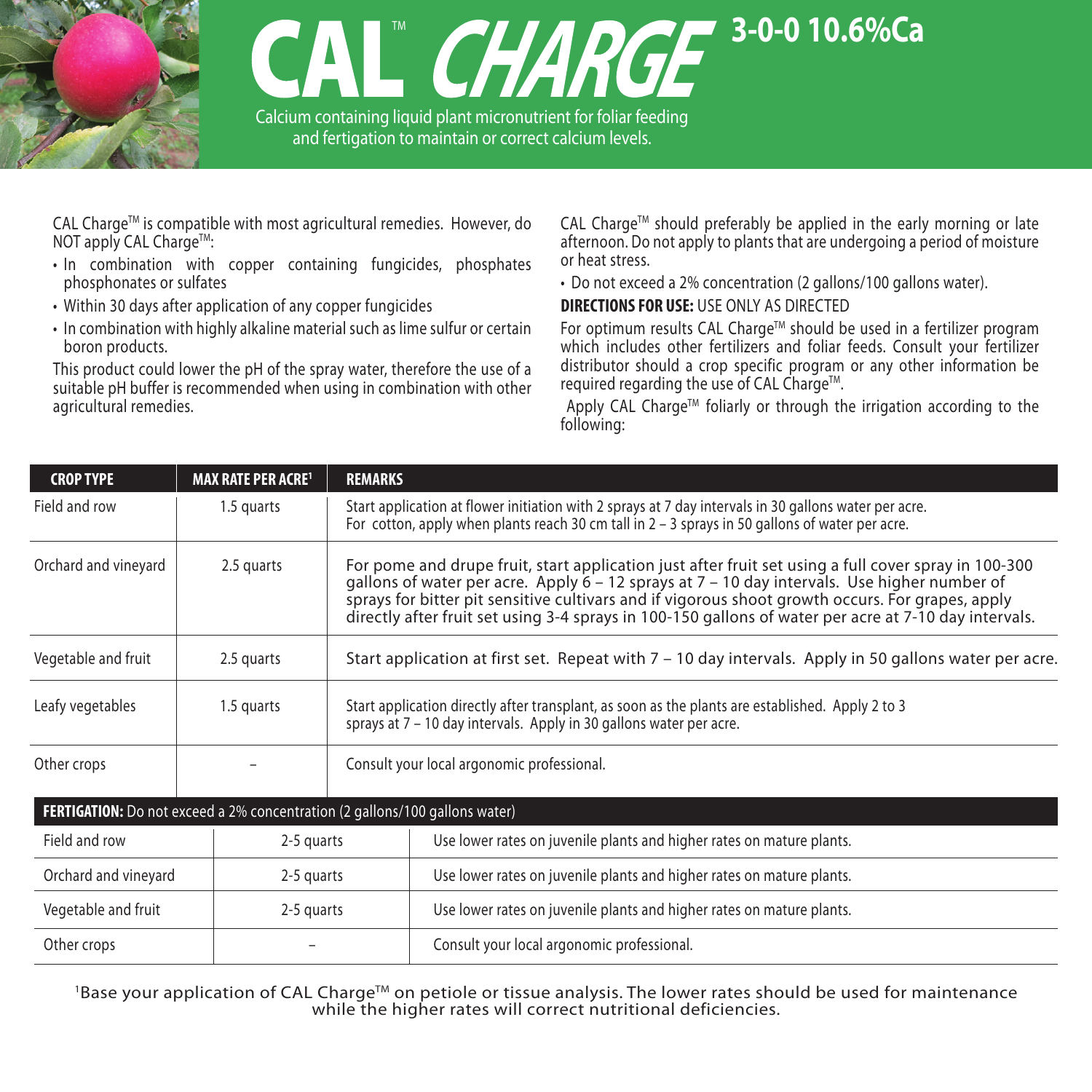# CAL™ CHARGE 3-0-0 10.6%Ca

Calcium containing liquid plant micronutrient for foliar feeding and fertigation to maintain or correct calcium levels.

CAL Charge™ is compatible with most agricultural remedies. However, do NOT apply CAL Charge™:

- In combination with copper containing fungicides, phosphates phosphonates or sulfates
- Within 30 days after application of any copper fungicides
- In combination with highly alkaline material such as lime sulfur or certain boron products.

This product could lower the pH of the spray water, therefore the use of a suitable pH buffer is recommended when using in combination with other agricultural remedies.

CAL Charge™ should preferably be applied in the early morning or late afternoon. Do not apply to plants that are undergoing a period of moisture or heat stress.

- Do not exceed a 2% concentration (2 gallons/100 gallons water).

**DIRECTIONS FOR USE:** USE ONLY AS DIRECTED

For optimum results CAL Charge™ should be used in a fertilizer program which includes other fertilizers and foliar feeds. Consult your fertilizer distributor should a crop specific program or any other information be required regarding the use of CAL Charge™.

Apply CAL Charge™ foliarly or through the irrigation according to the following:

| CROP TYPE | MAX RATE PER ACRE[1] | REMARKS |
|---|---|---|
| Field and row | 1.5 quarts | Start application at flower initiation with 2 sprays at 7 day intervals in 30 gallons water per acre. For cotton, apply when plants reach 30 cm tall in 2 – 3 sprays in 50 gallons of water per acre. |
| Orchard and vineyard | 2.5 quarts | For pome and drupe fruit, start application just after fruit set using a full cover spray in 100-300 gallons of water per acre. Apply 6 – 12 sprays at 7 – 10 day intervals. Use higher number of sprays for bitter pit sensitive cultivars and if vigorous shoot growth occurs. For grapes, apply directly after fruit set using 3-4 sprays in 100-150 gallons of water per acre at 7-10 day intervals. |
| Vegetable and fruit | 2.5 quarts | Start application at first set. Repeat with 7 – 10 day intervals. Apply in 50 gallons water per acre. |
| Leafy vegetables | 1.5 quarts | Start application directly after transplant, as soon as the plants are established. Apply 2 to 3 sprays at 7 – 10 day intervals. Apply in 30 gallons water per acre. |
| Other crops | – | Consult your local argonomic professional. |

**FERTIGATION:** Do not exceed a 2% concentration (2 gallons/100 gallons water)

| | | |
|---|---|---|
| Field and row | 2-5 quarts | Use lower rates on juvenile plants and higher rates on mature plants. |
| Orchard and vineyard | 2-5 quarts | Use lower rates on juvenile plants and higher rates on mature plants. |
| Vegetable and fruit | 2-5 quarts | Use lower rates on juvenile plants and higher rates on mature plants. |
| Other crops | – | Consult your local argonomic professional. |

[1]Base your application of CAL Charge™ on petiole or tissue analysis. The lower rates should be used for maintenance while the higher rates will correct nutritional deficiencies.